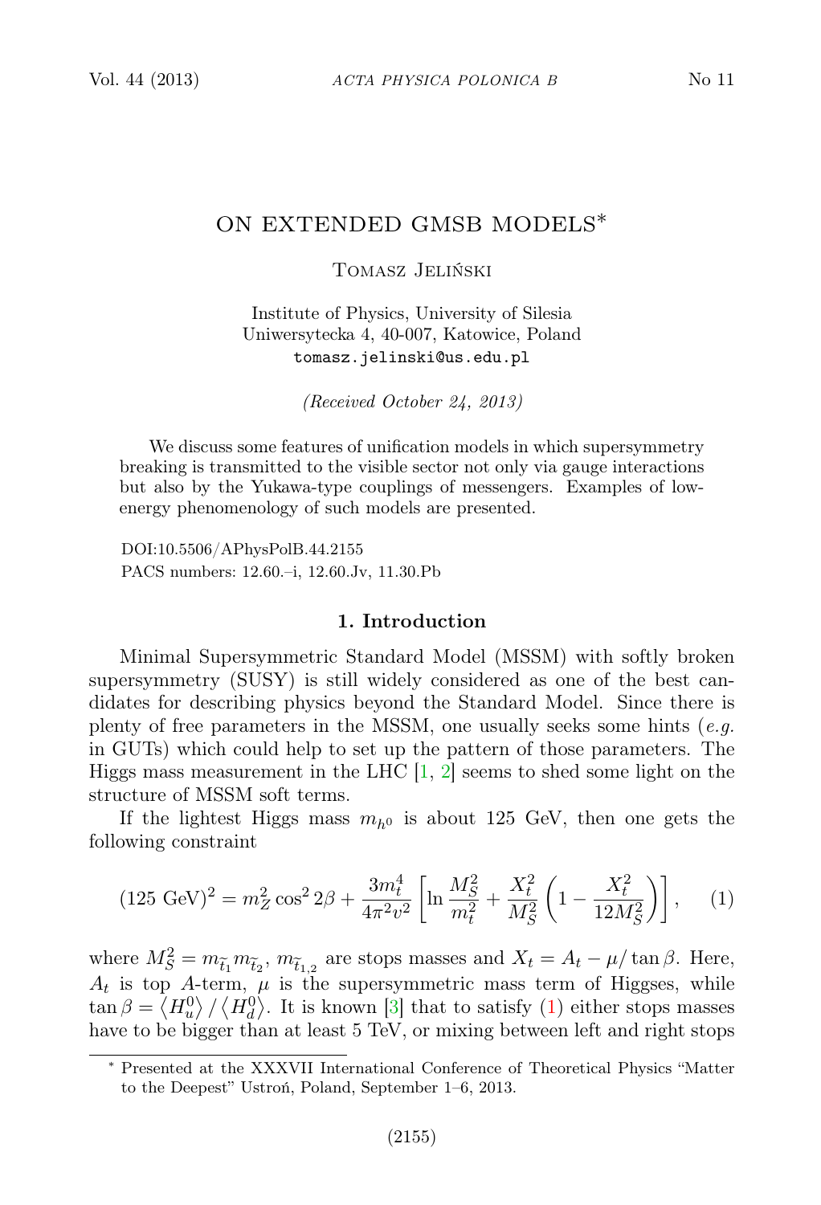# ON EXTENDED GMSB MODELS*

Tomasz Jeliński

Institute of Physics, University of Silesia
Uniwersytecka 4, 40-007, Katowice, Poland
tomasz.jelinski@us.edu.pl

*(Received October 24, 2013)*

We discuss some features of unification models in which supersymmetry breaking is transmitted to the visible sector not only via gauge interactions but also by the Yukawa-type couplings of messengers. Examples of low-energy phenomenology of such models are presented.

DOI:10.5506/APhysPolB.44.2155
PACS numbers: 12.60.–i, 12.60.Jv, 11.30.Pb

## 1. Introduction

Minimal Supersymmetric Standard Model (MSSM) with softly broken supersymmetry (SUSY) is still widely considered as one of the best candidates for describing physics beyond the Standard Model. Since there is plenty of free parameters in the MSSM, one usually seeks some hints (*e.g.* in GUTs) which could help to set up the pattern of those parameters. The Higgs mass measurement in the LHC [1, 2] seems to shed some light on the structure of MSSM soft terms.

If the lightest Higgs mass $m_{h^0}$ is about 125 GeV, then one gets the following constraint

$$(125\ \mathrm{GeV})^2 = m_Z^2 \cos^2 2\beta + \frac{3m_t^4}{4\pi^2 v^2}\left[\ln\frac{M_S^2}{m_t^2} + \frac{X_t^2}{M_S^2}\left(1 - \frac{X_t^2}{12M_S^2}\right)\right], \qquad (1)$$

where $M_S^2 = m_{\widetilde{t}_1} m_{\widetilde{t}_2}$, $m_{\widetilde{t}_{1,2}}$ are stops masses and $X_t = A_t - \mu/\tan\beta$. Here, $A_t$ is top $A$-term, $\mu$ is the supersymmetric mass term of Higgses, while $\tan\beta = \left\langle H_u^0\right\rangle / \left\langle H_d^0\right\rangle$. It is known [3] that to satisfy (1) either stops masses have to be bigger than at least 5 TeV, or mixing between left and right stops

---

* Presented at the XXXVII International Conference of Theoretical Physics "Matter to the Deepest" Ustroń, Poland, September 1–6, 2013.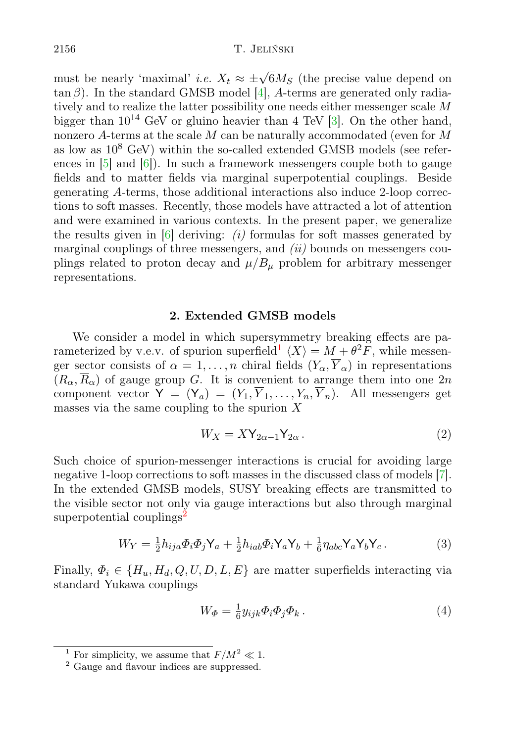must be nearly 'maximal' *i.e.* $X_t \approx \pm\sqrt{6}M_S$ (the precise value depend on $\tan\beta$). In the standard GMSB model [4], $A$-terms are generated only radiatively and to realize the latter possibility one needs either messenger scale $M$ bigger than $10^{14}$ GeV or gluino heavier than 4 TeV [3]. On the other hand, nonzero $A$-terms at the scale $M$ can be naturally accommodated (even for $M$ as low as $10^8$ GeV) within the so-called extended GMSB models (see references in [5] and [6]). In such a framework messengers couple both to gauge fields and to matter fields via marginal superpotential couplings. Beside generating $A$-terms, those additional interactions also induce 2-loop corrections to soft masses. Recently, those models have attracted a lot of attention and were examined in various contexts. In the present paper, we generalize the results given in [6] deriving: *(i)* formulas for soft masses generated by marginal couplings of three messengers, and *(ii)* bounds on messengers couplings related to proton decay and $\mu/B_\mu$ problem for arbitrary messenger representations.

## 2. Extended GMSB models

We consider a model in which supersymmetry breaking effects are parameterized by v.e.v. of spurion superfield[1] $\langle X\rangle = M + \theta^2 F$, while messenger sector consists of $\alpha = 1,\ldots,n$ chiral fields $(Y_\alpha, \overline{Y}_\alpha)$ in representations $(R_\alpha, \overline{R}_\alpha)$ of gauge group $G$. It is convenient to arrange them into one $2n$ component vector $\mathsf{Y} = (\mathsf{Y}_a) = (Y_1, \overline{Y}_1, \ldots, Y_n, \overline{Y}_n)$. All messengers get masses via the same coupling to the spurion $X$

$$W_X = X\mathsf{Y}_{2\alpha-1}\mathsf{Y}_{2\alpha}\,. \tag{2}$$

Such choice of spurion-messenger interactions is crucial for avoiding large negative 1-loop corrections to soft masses in the discussed class of models [7]. In the extended GMSB models, SUSY breaking effects are transmitted to the visible sector not only via gauge interactions but also through marginal superpotential couplings[2]

$$W_Y = \tfrac{1}{2}h_{ija}\Phi_i\Phi_j\mathsf{Y}_a + \tfrac{1}{2}h_{iab}\Phi_i\mathsf{Y}_a\mathsf{Y}_b + \tfrac{1}{6}\eta_{abc}\mathsf{Y}_a\mathsf{Y}_b\mathsf{Y}_c\,. \tag{3}$$

Finally, $\Phi_i \in \{H_u, H_d, Q, U, D, L, E\}$ are matter superfields interacting via standard Yukawa couplings

$$W_\Phi = \tfrac{1}{6}y_{ijk}\Phi_i\Phi_j\Phi_k\,. \tag{4}$$

---

[1] For simplicity, we assume that $F/M^2 \ll 1$.

[2] Gauge and flavour indices are suppressed.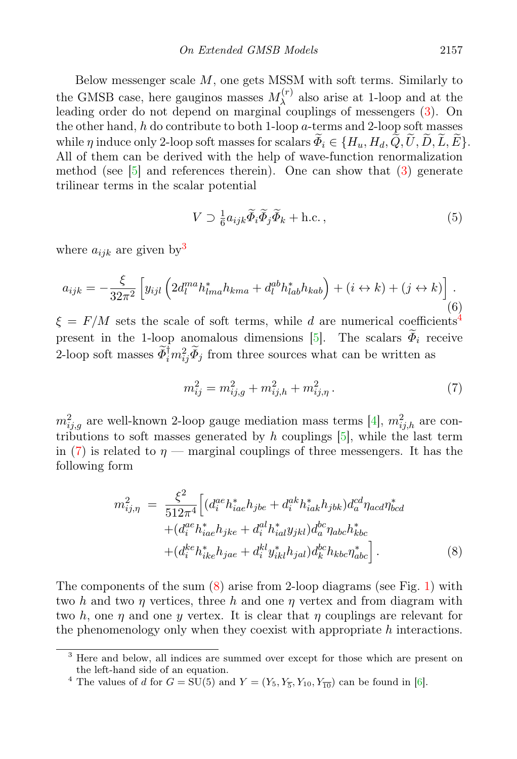Below messenger scale $M$, one gets MSSM with soft terms. Similarly to the GMSB case, here gauginos masses $M_\lambda^{(r)}$ also arise at 1-loop and at the leading order do not depend on marginal couplings of messengers (3). On the other hand, $h$ do contribute to both 1-loop $a$-terms and 2-loop soft masses while $\eta$ induce only 2-loop soft masses for scalars $\widetilde{\Phi}_i \in \{H_u, H_d, \widetilde{Q}, \widetilde{U}, \widetilde{D}, \widetilde{L}, \widetilde{E}\}$. All of them can be derived with the help of wave-function renormalization method (see [5] and references therein). One can show that (3) generate trilinear terms in the scalar potential

$$V \supset \tfrac{1}{6} a_{ijk} \widetilde{\Phi}_i \widetilde{\Phi}_j \widetilde{\Phi}_k + \text{h.c.}\,, \tag{5}$$

where $a_{ijk}$ are given by[3]

$$a_{ijk} = -\frac{\xi}{32\pi^2}\left[y_{ijl}\left(2d_l^{ma} h^*_{lma} h_{kma} + d_l^{ab} h^*_{lab} h_{kab}\right) + (i \leftrightarrow k) + (j \leftrightarrow k)\right]. \tag{6}$$

$\xi = F/M$ sets the scale of soft terms, while $d$ are numerical coefficients[4] present in the 1-loop anomalous dimensions [5]. The scalars $\widetilde{\Phi}_i$ receive 2-loop soft masses $\widetilde{\Phi}_i^\dagger m_{ij}^2 \widetilde{\Phi}_j$ from three sources what can be written as

$$m_{ij}^2 = m_{ij,g}^2 + m_{ij,h}^2 + m_{ij,\eta}^2\,. \tag{7}$$

$m_{ij,g}^2$ are well-known 2-loop gauge mediation mass terms [4], $m_{ij,h}^2$ are contributions to soft masses generated by $h$ couplings [5], while the last term in (7) is related to $\eta$ — marginal couplings of three messengers. It has the following form

$$\begin{aligned} m_{ij,\eta}^2 \;=\; \frac{\xi^2}{512\pi^4}\Big[&(d_i^{ae} h^*_{iae} h_{jbe} + d_i^{ak} h^*_{iak} h_{jbk}) d_a^{cd} \eta_{acd} \eta^*_{bcd} \\ &+ (d_i^{ae} h^*_{iae} h_{jke} + d_i^{al} h^*_{ial} y_{jkl}) d_a^{bc} \eta_{abc} h^*_{kbc} \\ &+ (d_i^{ke} h^*_{ike} h_{jae} + d_i^{kl} y^*_{ikl} h_{jal}) d_k^{bc} h_{kbc} \eta^*_{abc}\Big]. \end{aligned} \tag{8}$$

The components of the sum (8) arise from 2-loop diagrams (see Fig. 1) with two $h$ and two $\eta$ vertices, three $h$ and one $\eta$ vertex and from diagram with two $h$, one $\eta$ and one $y$ vertex. It is clear that $\eta$ couplings are relevant for the phenomenology only when they coexist with appropriate $h$ interactions.

---

[3] Here and below, all indices are summed over except for those which are present on the left-hand side of an equation.

[4] The values of $d$ for $G = \mathrm{SU}(5)$ and $Y = (Y_5, Y_{\overline{5}}, Y_{10}, Y_{\overline{10}})$ can be found in [6].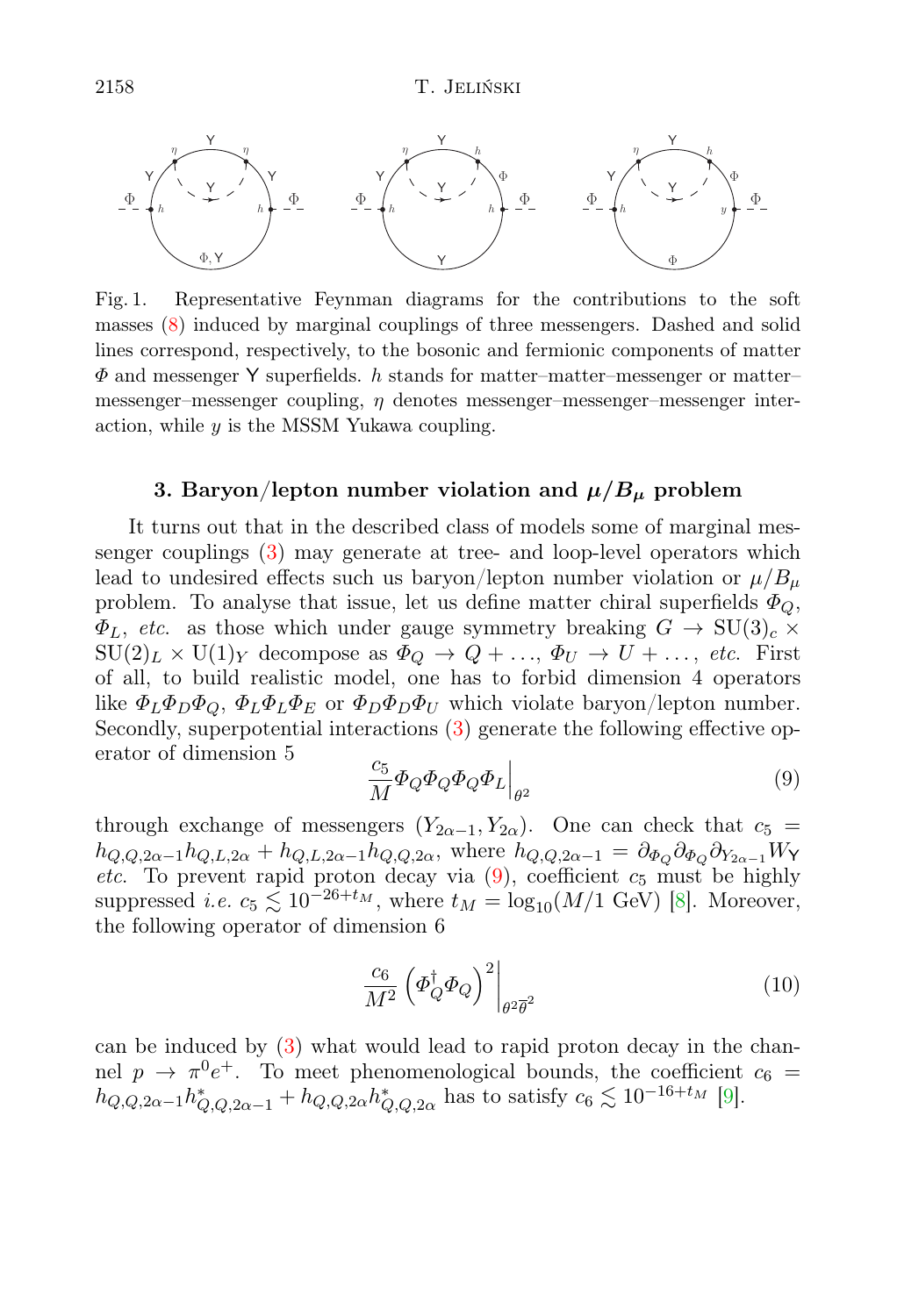Fig. 1. Representative Feynman diagrams for the contributions to the soft masses (8) induced by marginal couplings of three messengers. Dashed and solid lines correspond, respectively, to the bosonic and fermionic components of matter $\Phi$ and messenger Υ superfields. $h$ stands for matter–matter–messenger or matter–messenger–messenger coupling, $\eta$ denotes messenger–messenger–messenger interaction, while $y$ is the MSSM Yukawa coupling.

## 3. Baryon/lepton number violation and $\mu/B_\mu$ problem

It turns out that in the described class of models some of marginal messenger couplings (3) may generate at tree- and loop-level operators which lead to undesired effects such us baryon/lepton number violation or $\mu/B_\mu$ problem. To analyse that issue, let us define matter chiral superfields $\Phi_Q$, $\Phi_L$, *etc.* as those which under gauge symmetry breaking $G \to \mathrm{SU}(3)_c \times \mathrm{SU}(2)_L \times \mathrm{U}(1)_Y$ decompose as $\Phi_Q \to Q + \ldots$, $\Phi_U \to U + \ldots$, *etc.* First of all, to build realistic model, one has to forbid dimension 4 operators like $\Phi_L\Phi_D\Phi_Q$, $\Phi_L\Phi_L\Phi_E$ or $\Phi_D\Phi_D\Phi_U$ which violate baryon/lepton number. Secondly, superpotential interactions (3) generate the following effective operator of dimension 5

$$\frac{c_5}{M}\Phi_Q\Phi_Q\Phi_Q\Phi_L\Big|_{\theta^2} \tag{9}$$

through exchange of messengers $(Y_{2\alpha-1}, Y_{2\alpha})$. One can check that $c_5 = h_{Q,Q,2\alpha-1}h_{Q,L,2\alpha} + h_{Q,L,2\alpha-1}h_{Q,Q,2\alpha}$, where $h_{Q,Q,2\alpha-1} = \partial_{\Phi_Q}\partial_{\Phi_Q}\partial_{Y_{2\alpha-1}}W_{\mathsf{Y}}$ *etc.* To prevent rapid proton decay via (9), coefficient $c_5$ must be highly suppressed *i.e.* $c_5 \lesssim 10^{-26+t_M}$, where $t_M = \log_{10}(M/1\ \mathrm{GeV})$ [8]. Moreover, the following operator of dimension 6

$$\frac{c_6}{M^2}\left(\Phi_Q^\dagger\Phi_Q\right)^2\Big|_{\theta^2\overline{\theta}^2} \tag{10}$$

can be induced by (3) what would lead to rapid proton decay in the channel $p \to \pi^0 e^+$. To meet phenomenological bounds, the coefficient $c_6 = h_{Q,Q,2\alpha-1}h^*_{Q,Q,2\alpha-1} + h_{Q,Q,2\alpha}h^*_{Q,Q,2\alpha}$ has to satisfy $c_6 \lesssim 10^{-16+t_M}$ [9].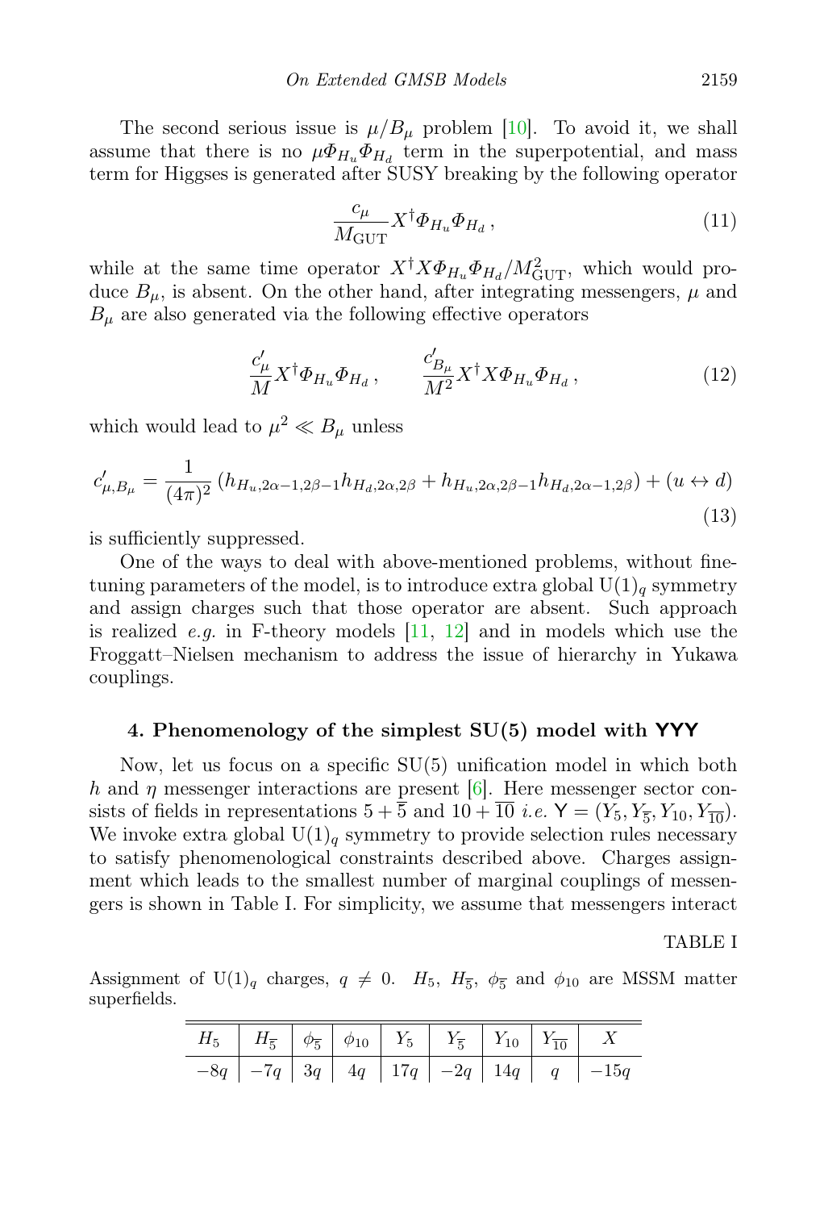The second serious issue is $\mu/B_\mu$ problem [10]. To avoid it, we shall assume that there is no $\mu\Phi_{H_u}\Phi_{H_d}$ term in the superpotential, and mass term for Higgses is generated after SUSY breaking by the following operator

$$\frac{c_\mu}{M_{\rm GUT}} X^\dagger \Phi_{H_u}\Phi_{H_d}\,, \tag{11}$$

while at the same time operator $X^\dagger X\Phi_{H_u}\Phi_{H_d}/M^2_{\rm GUT}$, which would produce $B_\mu$, is absent. On the other hand, after integrating messengers, $\mu$ and $B_\mu$ are also generated via the following effective operators

$$\frac{c'_\mu}{M} X^\dagger \Phi_{H_u}\Phi_{H_d}\,, \qquad \frac{c'_{B_\mu}}{M^2} X^\dagger X \Phi_{H_u}\Phi_{H_d}\,, \tag{12}$$

which would lead to $\mu^2 \ll B_\mu$ unless

$$c'_{\mu,B_\mu} = \frac{1}{(4\pi)^2}\left(h_{H_u,2\alpha-1,2\beta-1}h_{H_d,2\alpha,2\beta} + h_{H_u,2\alpha,2\beta-1}h_{H_d,2\alpha-1,2\beta}\right) + (u \leftrightarrow d) \tag{13}$$

is sufficiently suppressed.

One of the ways to deal with above-mentioned problems, without fine-tuning parameters of the model, is to introduce extra global $\mathrm{U}(1)_q$ symmetry and assign charges such that those operator are absent. Such approach is realized *e.g.* in F-theory models [11, 12] and in models which use the Froggatt–Nielsen mechanism to address the issue of hierarchy in Yukawa couplings.

## 4. Phenomenology of the simplest SU(5) model with $\mathsf{YYY}$

Now, let us focus on a specific SU(5) unification model in which both $h$ and $\eta$ messenger interactions are present [6]. Here messenger sector consists of fields in representations $5 + \overline{5}$ and $10 + \overline{10}$ *i.e.* $\mathsf{Y} = (Y_5, Y_{\overline{5}}, Y_{10}, Y_{\overline{10}})$. We invoke extra global $\mathrm{U}(1)_q$ symmetry to provide selection rules necessary to satisfy phenomenological constraints described above. Charges assignment which leads to the smallest number of marginal couplings of messengers is shown in Table I. For simplicity, we assume that messengers interact

TABLE I

Assignment of $\mathrm{U}(1)_q$ charges, $q \neq 0$. $H_5$, $H_{\overline{5}}$, $\phi_{\overline{5}}$ and $\phi_{10}$ are MSSM matter superfields.

| $H_5$ | $H_{\overline{5}}$ | $\phi_{\overline{5}}$ | $\phi_{10}$ | $Y_5$ | $Y_{\overline{5}}$ | $Y_{10}$ | $Y_{\overline{10}}$ | $X$ |
|---|---|---|---|---|---|---|---|---|
| $-8q$ | $-7q$ | $3q$ | $4q$ | $17q$ | $-2q$ | $14q$ | $q$ | $-15q$ |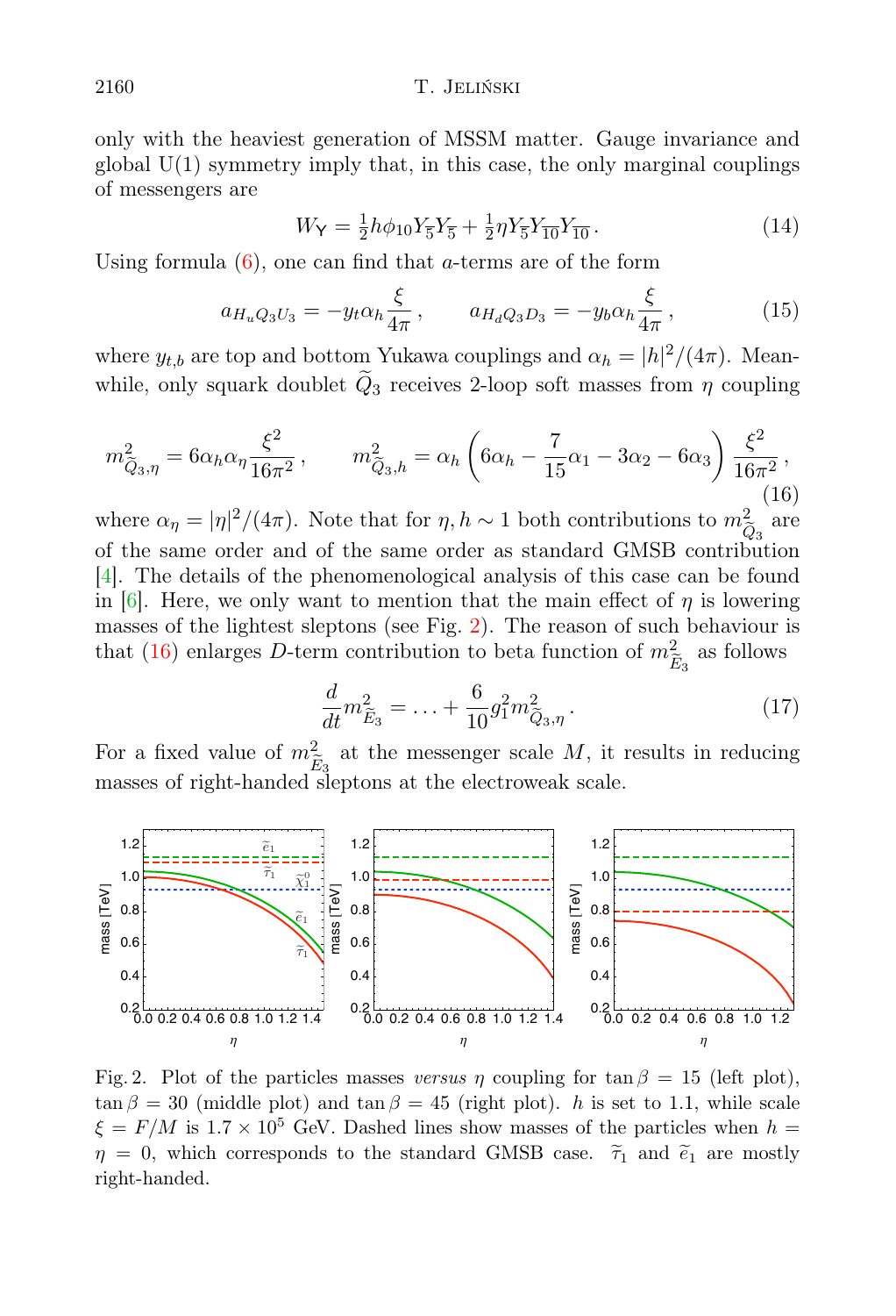only with the heaviest generation of MSSM matter. Gauge invariance and global U(1) symmetry imply that, in this case, the only marginal couplings of messengers are

$$W_{\mathsf{Y}} = \tfrac{1}{2} h \phi_{10} Y_{\overline{5}} Y_{\overline{5}} + \tfrac{1}{2} \eta Y_{\overline{5}} Y_{\overline{10}} Y_{\overline{10}} \,. \tag{14}$$

Using formula (6), one can find that $a$-terms are of the form

$$a_{H_u Q_3 U_3} = -y_t \alpha_h \frac{\xi}{4\pi} \,, \qquad a_{H_d Q_3 D_3} = -y_b \alpha_h \frac{\xi}{4\pi} \,, \tag{15}$$

where $y_{t,b}$ are top and bottom Yukawa couplings and $\alpha_h = |h|^2/(4\pi)$. Meanwhile, only squark doublet $\widetilde{Q}_3$ receives 2-loop soft masses from $\eta$ coupling

$$m^2_{\widetilde{Q}_3,\eta} = 6\alpha_h \alpha_\eta \frac{\xi^2}{16\pi^2} \,, \qquad m^2_{\widetilde{Q}_3,h} = \alpha_h \left( 6\alpha_h - \frac{7}{15}\alpha_1 - 3\alpha_2 - 6\alpha_3 \right) \frac{\xi^2}{16\pi^2} \,, \tag{16}$$

where $\alpha_\eta = |\eta|^2/(4\pi)$. Note that for $\eta, h \sim 1$ both contributions to $m^2_{\widetilde{Q}_3}$ are of the same order and of the same order as standard GMSB contribution [4]. The details of the phenomenological analysis of this case can be found in [6]. Here, we only want to mention that the main effect of $\eta$ is lowering masses of the lightest sleptons (see Fig. 2). The reason of such behaviour is that (16) enlarges $D$-term contribution to beta function of $m^2_{\widetilde{E}_3}$ as follows

$$\frac{d}{dt} m^2_{\widetilde{E}_3} = \ldots + \frac{6}{10} g_1^2 m^2_{\widetilde{Q}_3,\eta} \,. \tag{17}$$

For a fixed value of $m^2_{\widetilde{E}_3}$ at the messenger scale $M$, it results in reducing masses of right-handed sleptons at the electroweak scale.

Fig. 2. Plot of the particles masses *versus* $\eta$ coupling for $\tan\beta = 15$ (left plot), $\tan\beta = 30$ (middle plot) and $\tan\beta = 45$ (right plot). $h$ is set to 1.1, while scale $\xi = F/M$ is $1.7 \times 10^5$ GeV. Dashed lines show masses of the particles when $h = \eta = 0$, which corresponds to the standard GMSB case. $\widetilde{\tau}_1$ and $\widetilde{e}_1$ are mostly right-handed.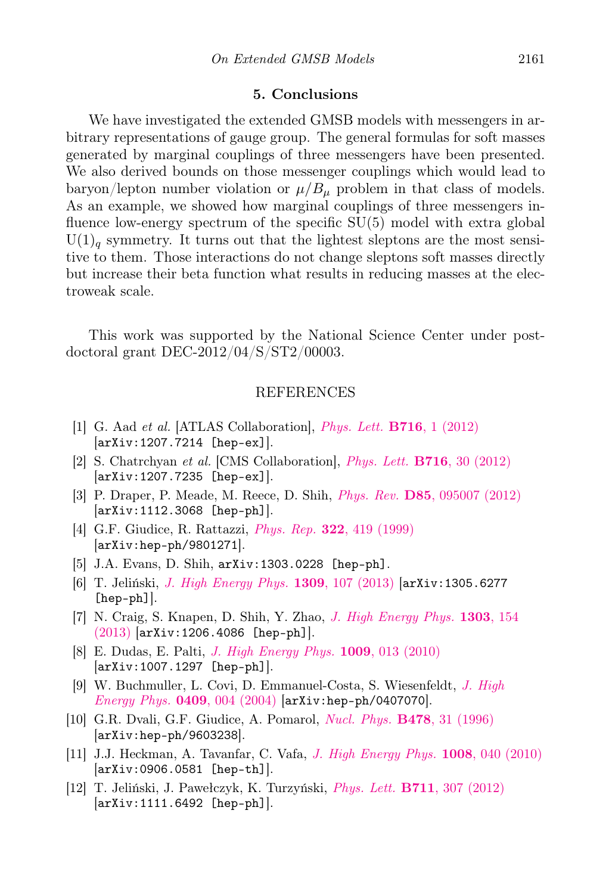## 5. Conclusions

We have investigated the extended GMSB models with messengers in arbitrary representations of gauge group. The general formulas for soft masses generated by marginal couplings of three messengers have been presented. We also derived bounds on those messenger couplings which would lead to baryon/lepton number violation or $\mu/B_\mu$ problem in that class of models. As an example, we showed how marginal couplings of three messengers influence low-energy spectrum of the specific SU(5) model with extra global $U(1)_q$ symmetry. It turns out that the lightest sleptons are the most sensitive to them. Those interactions do not change sleptons soft masses directly but increase their beta function what results in reducing masses at the electroweak scale.

This work was supported by the National Science Center under postdoctoral grant DEC-2012/04/S/ST2/00003.

## REFERENCES

[1] G. Aad *et al.* [ATLAS Collaboration], *Phys. Lett.* **B716**, 1 (2012) [arXiv:1207.7214 [hep-ex]].

[2] S. Chatrchyan *et al.* [CMS Collaboration], *Phys. Lett.* **B716**, 30 (2012) [arXiv:1207.7235 [hep-ex]].

[3] P. Draper, P. Meade, M. Reece, D. Shih, *Phys. Rev.* **D85**, 095007 (2012) [arXiv:1112.3068 [hep-ph]].

[4] G.F. Giudice, R. Rattazzi, *Phys. Rep.* **322**, 419 (1999) [arXiv:hep-ph/9801271].

[5] J.A. Evans, D. Shih, arXiv:1303.0228 [hep-ph].

[6] T. Jeliński, *J. High Energy Phys.* **1309**, 107 (2013) [arXiv:1305.6277 [hep-ph]].

[7] N. Craig, S. Knapen, D. Shih, Y. Zhao, *J. High Energy Phys.* **1303**, 154 (2013) [arXiv:1206.4086 [hep-ph]].

[8] E. Dudas, E. Palti, *J. High Energy Phys.* **1009**, 013 (2010) [arXiv:1007.1297 [hep-ph]].

[9] W. Buchmuller, L. Covi, D. Emmanuel-Costa, S. Wiesenfeldt, *J. High Energy Phys.* **0409**, 004 (2004) [arXiv:hep-ph/0407070].

[10] G.R. Dvali, G.F. Giudice, A. Pomarol, *Nucl. Phys.* **B478**, 31 (1996) [arXiv:hep-ph/9603238].

[11] J.J. Heckman, A. Tavanfar, C. Vafa, *J. High Energy Phys.* **1008**, 040 (2010) [arXiv:0906.0581 [hep-th]].

[12] T. Jeliński, J. Pawełczyk, K. Turzyński, *Phys. Lett.* **B711**, 307 (2012) [arXiv:1111.6492 [hep-ph]].